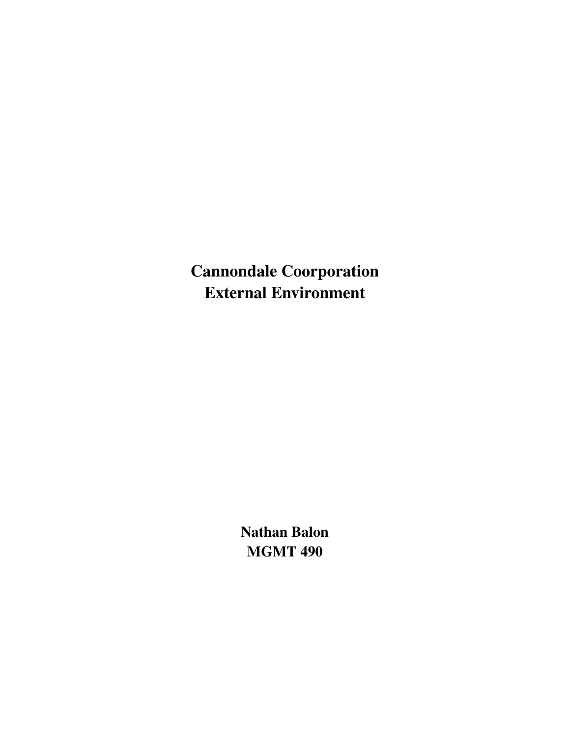# Cannondale Coorporation
# External Environment

**Nathan Balon**
**MGMT 490**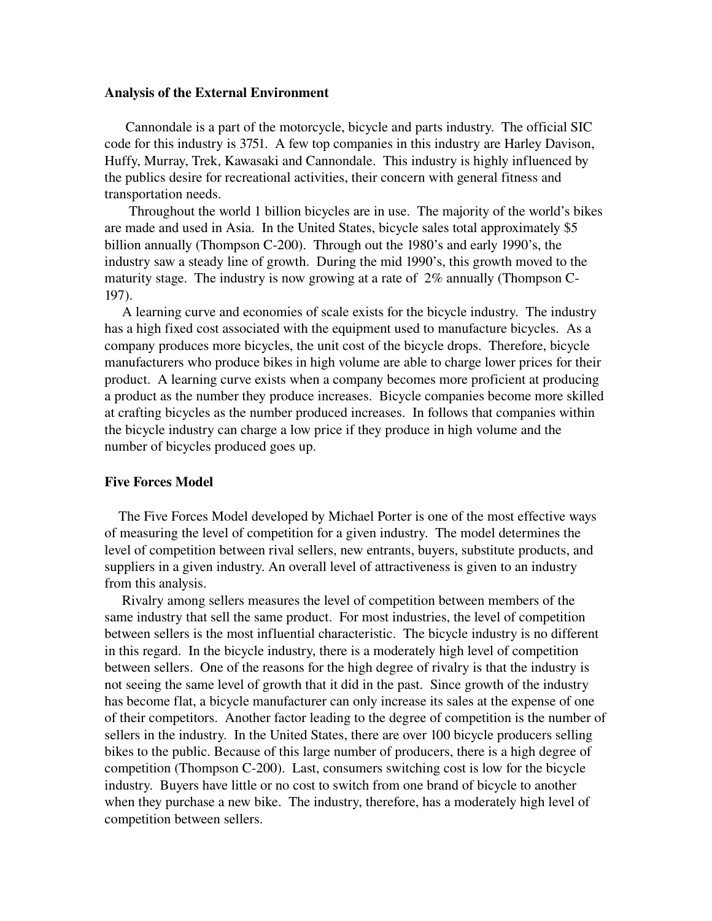**Analysis of the External Environment**

Cannondale is a part of the motorcycle, bicycle and parts industry. The official SIC code for this industry is 3751. A few top companies in this industry are Harley Davison, Huffy, Murray, Trek, Kawasaki and Cannondale. This industry is highly influenced by the publics desire for recreational activities, their concern with general fitness and transportation needs.

Throughout the world 1 billion bicycles are in use. The majority of the world's bikes are made and used in Asia. In the United States, bicycle sales total approximately $5 billion annually (Thompson C-200). Through out the 1980's and early 1990's, the industry saw a steady line of growth. During the mid 1990's, this growth moved to the maturity stage. The industry is now growing at a rate of 2% annually (Thompson C-197).

A learning curve and economies of scale exists for the bicycle industry. The industry has a high fixed cost associated with the equipment used to manufacture bicycles. As a company produces more bicycles, the unit cost of the bicycle drops. Therefore, bicycle manufacturers who produce bikes in high volume are able to charge lower prices for their product. A learning curve exists when a company becomes more proficient at producing a product as the number they produce increases. Bicycle companies become more skilled at crafting bicycles as the number produced increases. In follows that companies within the bicycle industry can charge a low price if they produce in high volume and the number of bicycles produced goes up.

**Five Forces Model**

The Five Forces Model developed by Michael Porter is one of the most effective ways of measuring the level of competition for a given industry. The model determines the level of competition between rival sellers, new entrants, buyers, substitute products, and suppliers in a given industry. An overall level of attractiveness is given to an industry from this analysis.

Rivalry among sellers measures the level of competition between members of the same industry that sell the same product. For most industries, the level of competition between sellers is the most influential characteristic. The bicycle industry is no different in this regard. In the bicycle industry, there is a moderately high level of competition between sellers. One of the reasons for the high degree of rivalry is that the industry is not seeing the same level of growth that it did in the past. Since growth of the industry has become flat, a bicycle manufacturer can only increase its sales at the expense of one of their competitors. Another factor leading to the degree of competition is the number of sellers in the industry. In the United States, there are over 100 bicycle producers selling bikes to the public. Because of this large number of producers, there is a high degree of competition (Thompson C-200). Last, consumers switching cost is low for the bicycle industry. Buyers have little or no cost to switch from one brand of bicycle to another when they purchase a new bike. The industry, therefore, has a moderately high level of competition between sellers.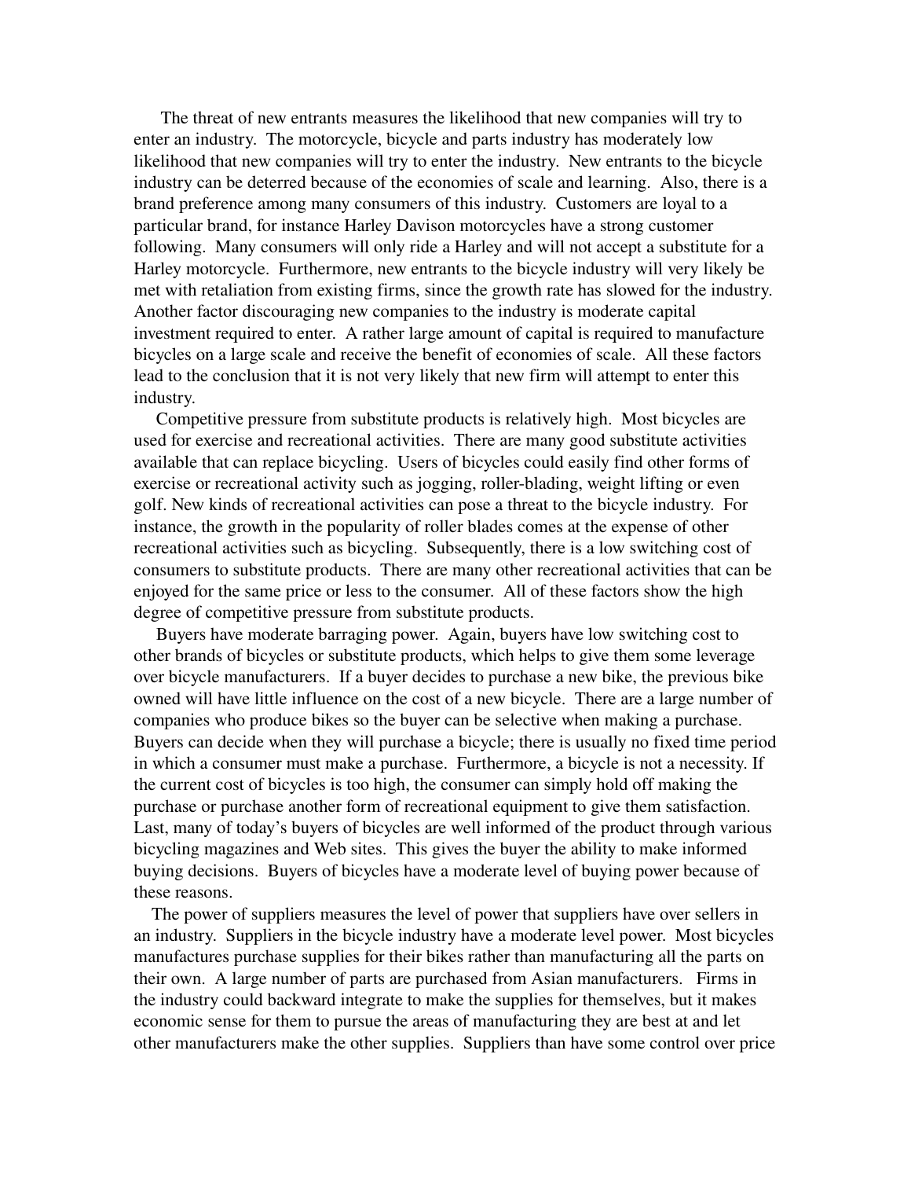The threat of new entrants measures the likelihood that new companies will try to enter an industry. The motorcycle, bicycle and parts industry has moderately low likelihood that new companies will try to enter the industry. New entrants to the bicycle industry can be deterred because of the economies of scale and learning. Also, there is a brand preference among many consumers of this industry. Customers are loyal to a particular brand, for instance Harley Davison motorcycles have a strong customer following. Many consumers will only ride a Harley and will not accept a substitute for a Harley motorcycle. Furthermore, new entrants to the bicycle industry will very likely be met with retaliation from existing firms, since the growth rate has slowed for the industry. Another factor discouraging new companies to the industry is moderate capital investment required to enter. A rather large amount of capital is required to manufacture bicycles on a large scale and receive the benefit of economies of scale. All these factors lead to the conclusion that it is not very likely that new firm will attempt to enter this industry.

Competitive pressure from substitute products is relatively high. Most bicycles are used for exercise and recreational activities. There are many good substitute activities available that can replace bicycling. Users of bicycles could easily find other forms of exercise or recreational activity such as jogging, roller-blading, weight lifting or even golf. New kinds of recreational activities can pose a threat to the bicycle industry. For instance, the growth in the popularity of roller blades comes at the expense of other recreational activities such as bicycling. Subsequently, there is a low switching cost of consumers to substitute products. There are many other recreational activities that can be enjoyed for the same price or less to the consumer. All of these factors show the high degree of competitive pressure from substitute products.

Buyers have moderate barraging power. Again, buyers have low switching cost to other brands of bicycles or substitute products, which helps to give them some leverage over bicycle manufacturers. If a buyer decides to purchase a new bike, the previous bike owned will have little influence on the cost of a new bicycle. There are a large number of companies who produce bikes so the buyer can be selective when making a purchase. Buyers can decide when they will purchase a bicycle; there is usually no fixed time period in which a consumer must make a purchase. Furthermore, a bicycle is not a necessity. If the current cost of bicycles is too high, the consumer can simply hold off making the purchase or purchase another form of recreational equipment to give them satisfaction. Last, many of today's buyers of bicycles are well informed of the product through various bicycling magazines and Web sites. This gives the buyer the ability to make informed buying decisions. Buyers of bicycles have a moderate level of buying power because of these reasons.

The power of suppliers measures the level of power that suppliers have over sellers in an industry. Suppliers in the bicycle industry have a moderate level power. Most bicycles manufactures purchase supplies for their bikes rather than manufacturing all the parts on their own. A large number of parts are purchased from Asian manufacturers. Firms in the industry could backward integrate to make the supplies for themselves, but it makes economic sense for them to pursue the areas of manufacturing they are best at and let other manufacturers make the other supplies. Suppliers than have some control over price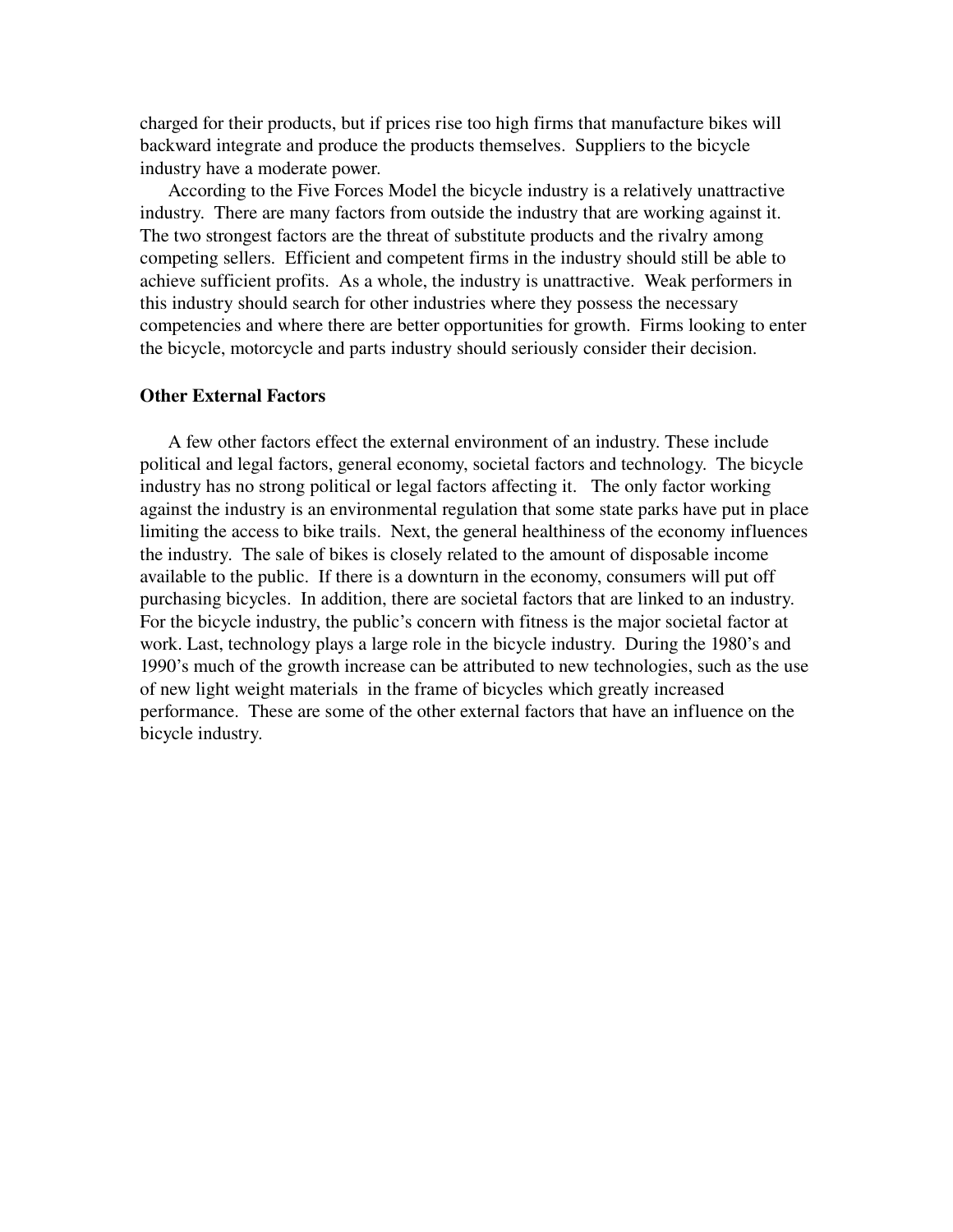charged for their products, but if prices rise too high firms that manufacture bikes will backward integrate and produce the products themselves. Suppliers to the bicycle industry have a moderate power.

According to the Five Forces Model the bicycle industry is a relatively unattractive industry. There are many factors from outside the industry that are working against it. The two strongest factors are the threat of substitute products and the rivalry among competing sellers. Efficient and competent firms in the industry should still be able to achieve sufficient profits. As a whole, the industry is unattractive. Weak performers in this industry should search for other industries where they possess the necessary competencies and where there are better opportunities for growth. Firms looking to enter the bicycle, motorcycle and parts industry should seriously consider their decision.

**Other External Factors**

A few other factors effect the external environment of an industry. These include political and legal factors, general economy, societal factors and technology. The bicycle industry has no strong political or legal factors affecting it. The only factor working against the industry is an environmental regulation that some state parks have put in place limiting the access to bike trails. Next, the general healthiness of the economy influences the industry. The sale of bikes is closely related to the amount of disposable income available to the public. If there is a downturn in the economy, consumers will put off purchasing bicycles. In addition, there are societal factors that are linked to an industry. For the bicycle industry, the public's concern with fitness is the major societal factor at work. Last, technology plays a large role in the bicycle industry. During the 1980's and 1990's much of the growth increase can be attributed to new technologies, such as the use of new light weight materials in the frame of bicycles which greatly increased performance. These are some of the other external factors that have an influence on the bicycle industry.